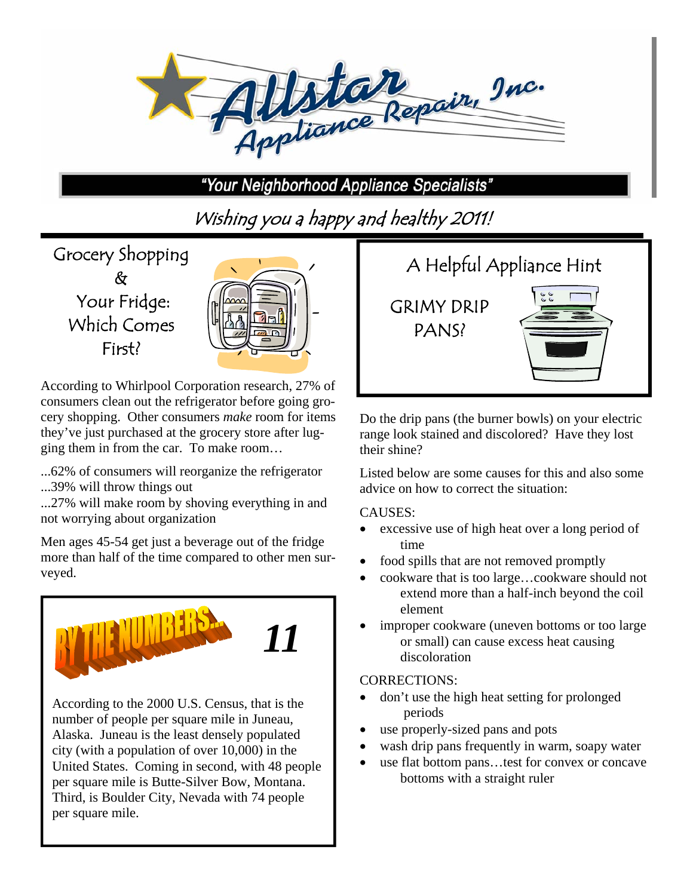# Allstar Appliance Repair, Inc.

**"Your Neighborhood Appliance Specialists"**

*Wishing you a happy and healthy 2011!*

## Grocery Shopping & Your Fridge: Which Comes First?

According to Whirlpool Corporation research, 27% of consumers clean out the refrigerator before going grocery shopping. Other consumers *make* room for items they've just purchased at the grocery store after lugging them in from the car. To make room…

...62% of consumers will reorganize the refrigerator
...39% will throw things out
...27% will make room by shoving everything in and not worrying about organization

Men ages 45-54 get just a beverage out of the fridge more than half of the time compared to other men surveyed.

## BY THE NUMBERS... 11

According to the 2000 U.S. Census, that is the number of people per square mile in Juneau, Alaska. Juneau is the least densely populated city (with a population of over 10,000) in the United States. Coming in second, with 48 people per square mile is Butte-Silver Bow, Montana. Third, is Boulder City, Nevada with 74 people per square mile.

## A Helpful Appliance Hint

### GRIMY DRIP PANS?

Do the drip pans (the burner bowls) on your electric range look stained and discolored? Have they lost their shine?

Listed below are some causes for this and also some advice on how to correct the situation:

CAUSES:

- excessive use of high heat over a long period of time
- food spills that are not removed promptly
- cookware that is too large…cookware should not extend more than a half-inch beyond the coil element
- improper cookware (uneven bottoms or too large or small) can cause excess heat causing discoloration

CORRECTIONS:

- don't use the high heat setting for prolonged periods
- use properly-sized pans and pots
- wash drip pans frequently in warm, soapy water
- use flat bottom pans…test for convex or concave bottoms with a straight ruler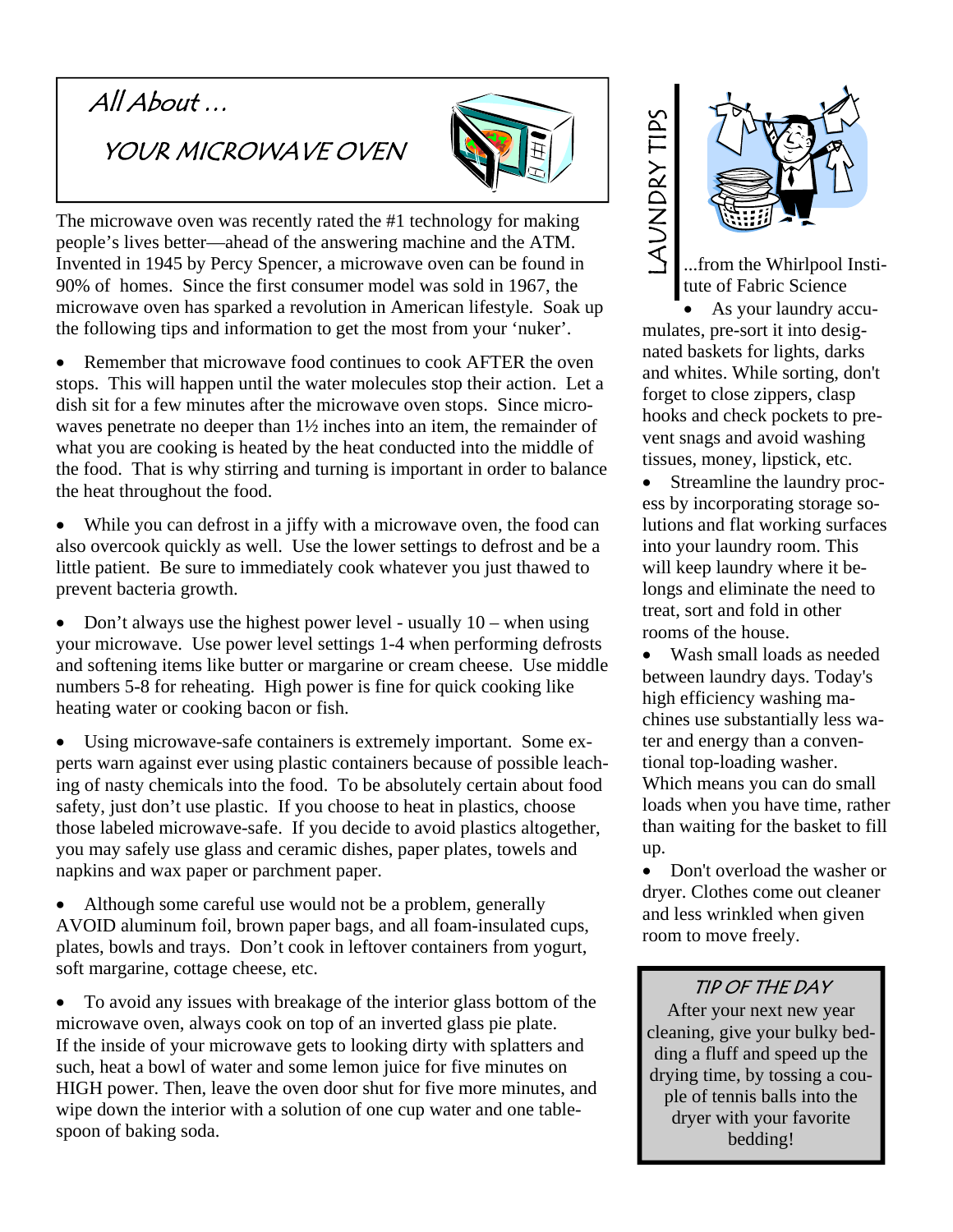## All About …

## YOUR MICROWAVE OVEN

The microwave oven was recently rated the #1 technology for making people's lives better—ahead of the answering machine and the ATM. Invented in 1945 by Percy Spencer, a microwave oven can be found in 90% of homes. Since the first consumer model was sold in 1967, the microwave oven has sparked a revolution in American lifestyle. Soak up the following tips and information to get the most from your 'nuker'.

- Remember that microwave food continues to cook AFTER the oven stops. This will happen until the water molecules stop their action. Let a dish sit for a few minutes after the microwave oven stops. Since microwaves penetrate no deeper than 1½ inches into an item, the remainder of what you are cooking is heated by the heat conducted into the middle of the food. That is why stirring and turning is important in order to balance the heat throughout the food.

- While you can defrost in a jiffy with a microwave oven, the food can also overcook quickly as well. Use the lower settings to defrost and be a little patient. Be sure to immediately cook whatever you just thawed to prevent bacteria growth.

- Don't always use the highest power level - usually 10 – when using your microwave. Use power level settings 1-4 when performing defrosts and softening items like butter or margarine or cream cheese. Use middle numbers 5-8 for reheating. High power is fine for quick cooking like heating water or cooking bacon or fish.

- Using microwave-safe containers is extremely important. Some experts warn against ever using plastic containers because of possible leaching of nasty chemicals into the food. To be absolutely certain about food safety, just don't use plastic. If you choose to heat in plastics, choose those labeled microwave-safe. If you decide to avoid plastics altogether, you may safely use glass and ceramic dishes, paper plates, towels and napkins and wax paper or parchment paper.

- Although some careful use would not be a problem, generally AVOID aluminum foil, brown paper bags, and all foam-insulated cups, plates, bowls and trays. Don't cook in leftover containers from yogurt, soft margarine, cottage cheese, etc.

- To avoid any issues with breakage of the interior glass bottom of the microwave oven, always cook on top of an inverted glass pie plate. If the inside of your microwave gets to looking dirty with splatters and such, heat a bowl of water and some lemon juice for five minutes on HIGH power. Then, leave the oven door shut for five more minutes, and wipe down the interior with a solution of one cup water and one tablespoon of baking soda.

## LAUNDRY TIPS

...from the Whirlpool Institute of Fabric Science

- As your laundry accumulates, pre-sort it into designated baskets for lights, darks and whites. While sorting, don't forget to close zippers, clasp hooks and check pockets to prevent snags and avoid washing tissues, money, lipstick, etc.
- Streamline the laundry process by incorporating storage solutions and flat working surfaces into your laundry room. This will keep laundry where it belongs and eliminate the need to treat, sort and fold in other rooms of the house.
- Wash small loads as needed between laundry days. Today's high efficiency washing machines use substantially less water and energy than a conventional top-loading washer. Which means you can do small loads when you have time, rather than waiting for the basket to fill up.
- Don't overload the washer or dryer. Clothes come out cleaner and less wrinkled when given room to move freely.

### TIP OF THE DAY

After your next new year cleaning, give your bulky bedding a fluff and speed up the drying time, by tossing a couple of tennis balls into the dryer with your favorite bedding!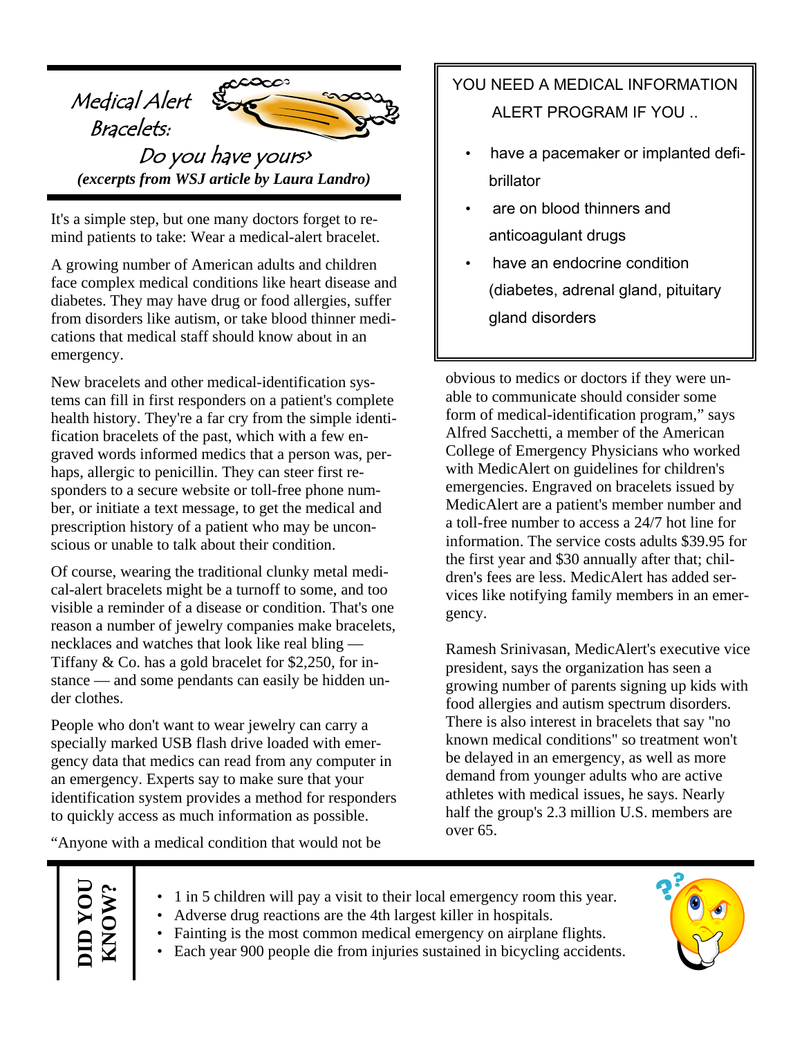# Medical Alert Bracelets: Do you have yours?

*(excerpts from WSJ article by Laura Landro)*

It's a simple step, but one many doctors forget to remind patients to take: Wear a medical-alert bracelet.

A growing number of American adults and children face complex medical conditions like heart disease and diabetes. They may have drug or food allergies, suffer from disorders like autism, or take blood thinner medications that medical staff should know about in an emergency.

New bracelets and other medical-identification systems can fill in first responders on a patient's complete health history. They're a far cry from the simple identification bracelets of the past, which with a few engraved words informed medics that a person was, perhaps, allergic to penicillin. They can steer first responders to a secure website or toll-free phone number, or initiate a text message, to get the medical and prescription history of a patient who may be unconscious or unable to talk about their condition.

Of course, wearing the traditional clunky metal medical-alert bracelets might be a turnoff to some, and too visible a reminder of a disease or condition. That's one reason a number of jewelry companies make bracelets, necklaces and watches that look like real bling — Tiffany & Co. has a gold bracelet for $2,250, for instance — and some pendants can easily be hidden under clothes.

People who don't want to wear jewelry can carry a specially marked USB flash drive loaded with emergency data that medics can read from any computer in an emergency. Experts say to make sure that your identification system provides a method for responders to quickly access as much information as possible.

"Anyone with a medical condition that would not be obvious to medics or doctors if they were unable to communicate should consider some form of medical-identification program," says Alfred Sacchetti, a member of the American College of Emergency Physicians who worked with MedicAlert on guidelines for children's emergencies. Engraved on bracelets issued by MedicAlert are a patient's member number and a toll-free number to access a 24/7 hot line for information. The service costs adults $39.95 for the first year and $30 annually after that; children's fees are less. MedicAlert has added services like notifying family members in an emergency.

Ramesh Srinivasan, MedicAlert's executive vice president, says the organization has seen a growing number of parents signing up kids with food allergies and autism spectrum disorders. There is also interest in bracelets that say "no known medical conditions" so treatment won't be delayed in an emergency, as well as more demand from younger adults who are active athletes with medical issues, he says. Nearly half the group's 2.3 million U.S. members are over 65.

---

**YOU NEED A MEDICAL INFORMATION ALERT PROGRAM IF YOU ..**

- have a pacemaker or implanted defibrillator
- are on blood thinners and anticoagulant drugs
- have an endocrine condition (diabetes, adrenal gland, pituitary gland disorders

---

## DID YOU KNOW?

- 1 in 5 children will pay a visit to their local emergency room this year.
- Adverse drug reactions are the 4th largest killer in hospitals.
- Fainting is the most common medical emergency on airplane flights.
- Each year 900 people die from injuries sustained in bicycling accidents.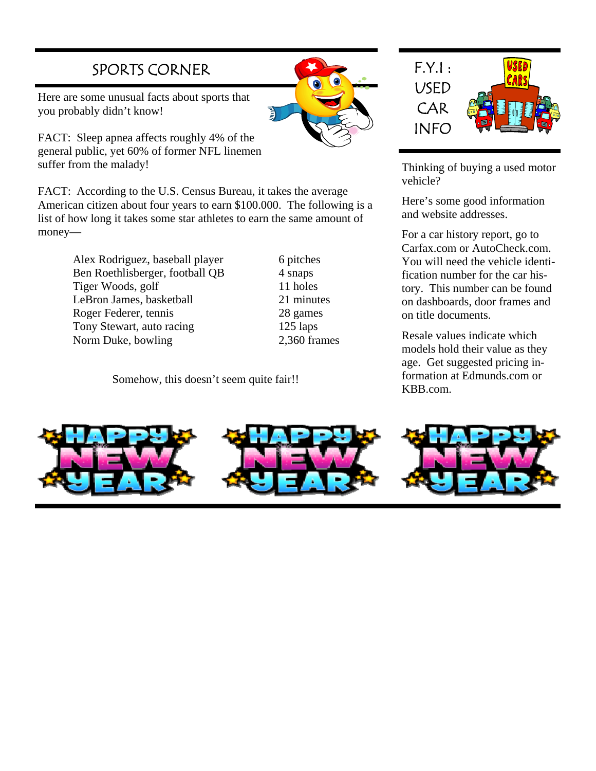## SPORTS CORNER

Here are some unusual facts about sports that you probably didn't know!

FACT: Sleep apnea affects roughly 4% of the general public, yet 60% of former NFL linemen suffer from the malady!

FACT: According to the U.S. Census Bureau, it takes the average American citizen about four years to earn $100.000. The following is a list of how long it takes some star athletes to earn the same amount of money—

| | |
|---|---|
| Alex Rodriguez, baseball player | 6 pitches |
| Ben Roethlisberger, football QB | 4 snaps |
| Tiger Woods, golf | 11 holes |
| LeBron James, basketball | 21 minutes |
| Roger Federer, tennis | 28 games |
| Tony Stewart, auto racing | 125 laps |
| Norm Duke, bowling | 2,360 frames |

Somehow, this doesn't seem quite fair!!

## F.Y.I : USED CAR INFO

Thinking of buying a used motor vehicle?

Here's some good information and website addresses.

For a car history report, go to Carfax.com or AutoCheck.com. You will need the vehicle identification number for the car history. This number can be found on dashboards, door frames and on title documents.

Resale values indicate which models hold their value as they age. Get suggested pricing information at Edmunds.com or KBB.com.

HAPPY NEW YEAR HAPPY NEW YEAR HAPPY NEW YEAR